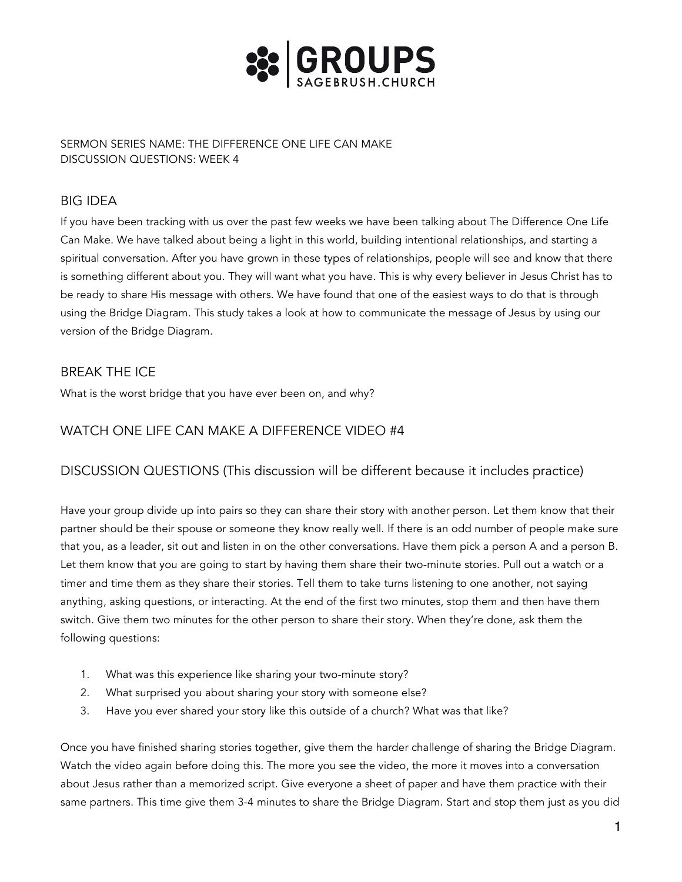# GROUPS
SAGEBRUSH.CHURCH

SERMON SERIES NAME: THE DIFFERENCE ONE LIFE CAN MAKE
DISCUSSION QUESTIONS: WEEK 4

## BIG IDEA

If you have been tracking with us over the past few weeks we have been talking about The Difference One Life Can Make. We have talked about being a light in this world, building intentional relationships, and starting a spiritual conversation. After you have grown in these types of relationships, people will see and know that there is something different about you. They will want what you have. This is why every believer in Jesus Christ has to be ready to share His message with others. We have found that one of the easiest ways to do that is through using the Bridge Diagram. This study takes a look at how to communicate the message of Jesus by using our version of the Bridge Diagram.

## BREAK THE ICE

What is the worst bridge that you have ever been on, and why?

## WATCH ONE LIFE CAN MAKE A DIFFERENCE VIDEO #4

## DISCUSSION QUESTIONS (This discussion will be different because it includes practice)

Have your group divide up into pairs so they can share their story with another person. Let them know that their partner should be their spouse or someone they know really well. If there is an odd number of people make sure that you, as a leader, sit out and listen in on the other conversations. Have them pick a person A and a person B. Let them know that you are going to start by having them share their two-minute stories. Pull out a watch or a timer and time them as they share their stories. Tell them to take turns listening to one another, not saying anything, asking questions, or interacting. At the end of the first two minutes, stop them and then have them switch. Give them two minutes for the other person to share their story. When they're done, ask them the following questions:

1. What was this experience like sharing your two-minute story?
2. What surprised you about sharing your story with someone else?
3. Have you ever shared your story like this outside of a church? What was that like?

Once you have finished sharing stories together, give them the harder challenge of sharing the Bridge Diagram. Watch the video again before doing this. The more you see the video, the more it moves into a conversation about Jesus rather than a memorized script. Give everyone a sheet of paper and have them practice with their same partners. This time give them 3-4 minutes to share the Bridge Diagram. Start and stop them just as you did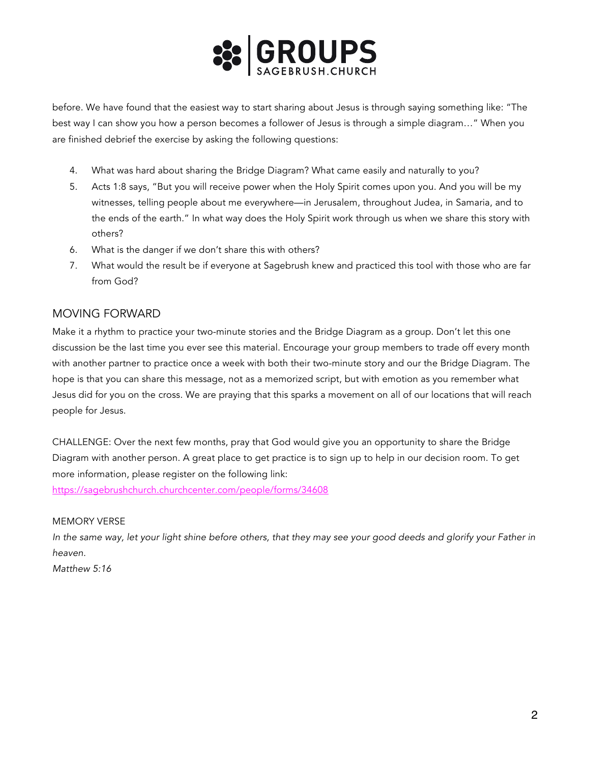before. We have found that the easiest way to start sharing about Jesus is through saying something like: "The best way I can show you how a person becomes a follower of Jesus is through a simple diagram…" When you are finished debrief the exercise by asking the following questions:

4. What was hard about sharing the Bridge Diagram? What came easily and naturally to you?
5. Acts 1:8 says, "But you will receive power when the Holy Spirit comes upon you. And you will be my witnesses, telling people about me everywhere—in Jerusalem, throughout Judea, in Samaria, and to the ends of the earth." In what way does the Holy Spirit work through us when we share this story with others?
6. What is the danger if we don't share this with others?
7. What would the result be if everyone at Sagebrush knew and practiced this tool with those who are far from God?

## MOVING FORWARD

Make it a rhythm to practice your two-minute stories and the Bridge Diagram as a group. Don't let this one discussion be the last time you ever see this material. Encourage your group members to trade off every month with another partner to practice once a week with both their two-minute story and our the Bridge Diagram. The hope is that you can share this message, not as a memorized script, but with emotion as you remember what Jesus did for you on the cross. We are praying that this sparks a movement on all of our locations that will reach people for Jesus.

CHALLENGE: Over the next few months, pray that God would give you an opportunity to share the Bridge Diagram with another person. A great place to get practice is to sign up to help in our decision room. To get more information, please register on the following link:
[https://sagebrushchurch.churchcenter.com/people/forms/34608](https://sagebrushchurch.churchcenter.com/people/forms/34608)

MEMORY VERSE

*In the same way, let your light shine before others, that they may see your good deeds and glorify your Father in heaven.*
*Matthew 5:16*